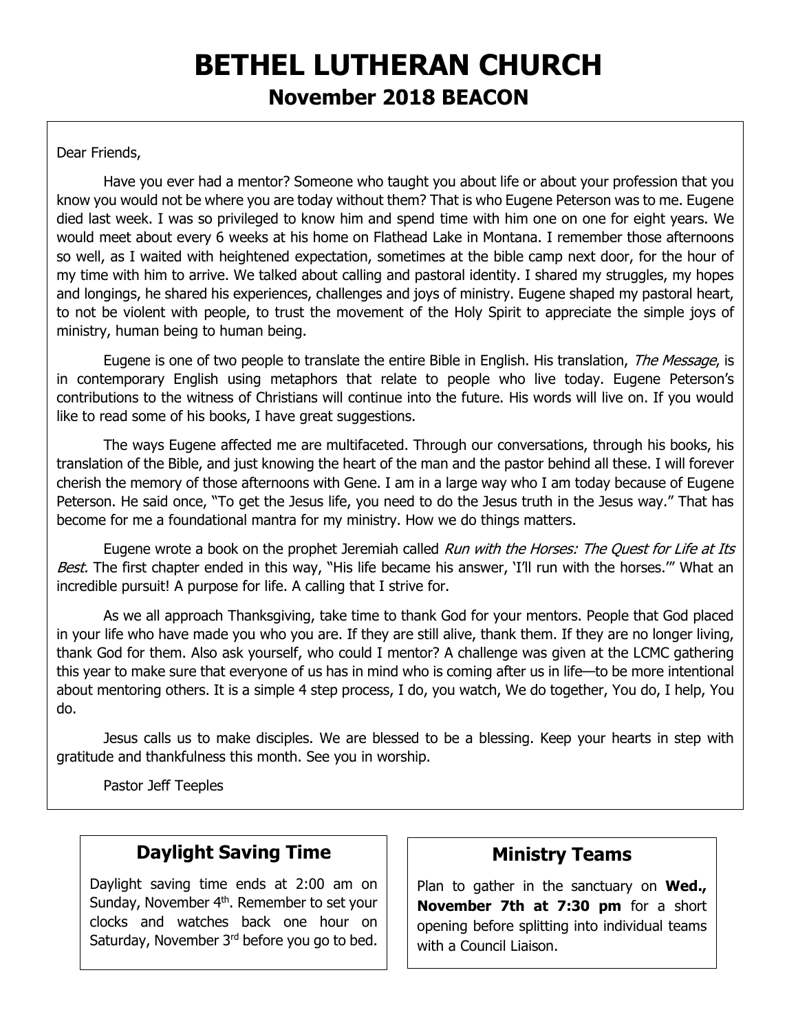# BETHEL LUTHERAN CHURCH

## November 2018 BEACON

Dear Friends,

Have you ever had a mentor? Someone who taught you about life or about your profession that you know you would not be where you are today without them? That is who Eugene Peterson was to me. Eugene died last week. I was so privileged to know him and spend time with him one on one for eight years. We would meet about every 6 weeks at his home on Flathead Lake in Montana. I remember those afternoons so well, as I waited with heightened expectation, sometimes at the bible camp next door, for the hour of my time with him to arrive. We talked about calling and pastoral identity. I shared my struggles, my hopes and longings, he shared his experiences, challenges and joys of ministry. Eugene shaped my pastoral heart, to not be violent with people, to trust the movement of the Holy Spirit to appreciate the simple joys of ministry, human being to human being.

Eugene is one of two people to translate the entire Bible in English. His translation, *The Message*, is in contemporary English using metaphors that relate to people who live today. Eugene Peterson's contributions to the witness of Christians will continue into the future. His words will live on. If you would like to read some of his books, I have great suggestions.

The ways Eugene affected me are multifaceted. Through our conversations, through his books, his translation of the Bible, and just knowing the heart of the man and the pastor behind all these. I will forever cherish the memory of those afternoons with Gene. I am in a large way who I am today because of Eugene Peterson. He said once, "To get the Jesus life, you need to do the Jesus truth in the Jesus way." That has become for me a foundational mantra for my ministry. How we do things matters.

Eugene wrote a book on the prophet Jeremiah called *Run with the Horses: The Quest for Life at Its Best.* The first chapter ended in this way, "His life became his answer, 'I'll run with the horses.'" What an incredible pursuit! A purpose for life. A calling that I strive for.

As we all approach Thanksgiving, take time to thank God for your mentors. People that God placed in your life who have made you who you are. If they are still alive, thank them. If they are no longer living, thank God for them. Also ask yourself, who could I mentor? A challenge was given at the LCMC gathering this year to make sure that everyone of us has in mind who is coming after us in life—to be more intentional about mentoring others. It is a simple 4 step process, I do, you watch, We do together, You do, I help, You do.

Jesus calls us to make disciples. We are blessed to be a blessing. Keep your hearts in step with gratitude and thankfulness this month. See you in worship.

Pastor Jeff Teeples

## Daylight Saving Time

Daylight saving time ends at 2:00 am on Sunday, November 4th. Remember to set your clocks and watches back one hour on Saturday, November 3rd before you go to bed.

## Ministry Teams

Plan to gather in the sanctuary on **Wed., November 7th at 7:30 pm** for a short opening before splitting into individual teams with a Council Liaison.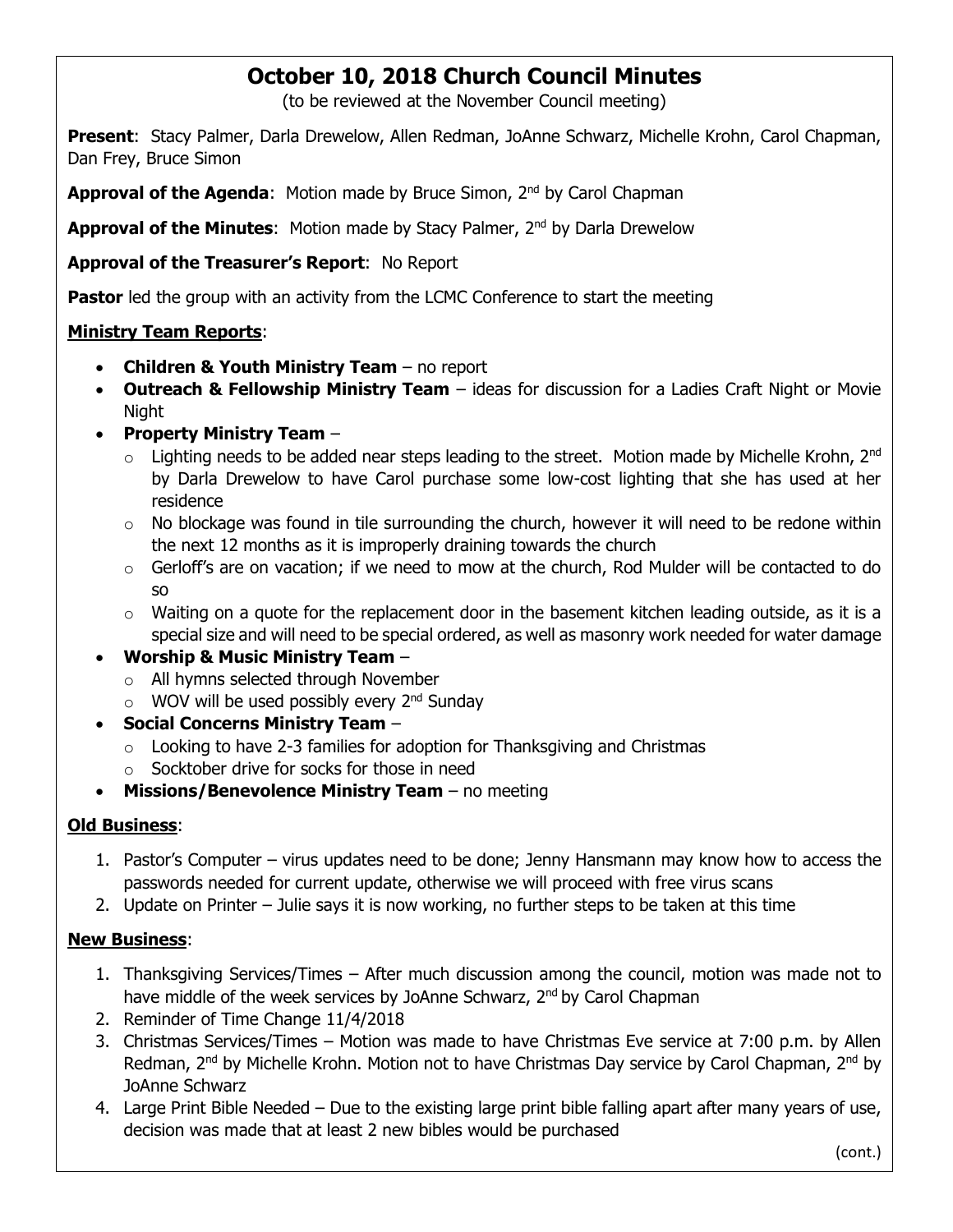# October 10, 2018 Church Council Minutes

(to be reviewed at the November Council meeting)

**Present**: Stacy Palmer, Darla Drewelow, Allen Redman, JoAnne Schwarz, Michelle Krohn, Carol Chapman, Dan Frey, Bruce Simon

**Approval of the Agenda**: Motion made by Bruce Simon, 2nd by Carol Chapman

**Approval of the Minutes**: Motion made by Stacy Palmer, 2nd by Darla Drewelow

**Approval of the Treasurer's Report**: No Report

**Pastor** led the group with an activity from the LCMC Conference to start the meeting

**Ministry Team Reports**:

- **Children & Youth Ministry Team** – no report
- **Outreach & Fellowship Ministry Team** – ideas for discussion for a Ladies Craft Night or Movie Night
- **Property Ministry Team** –
  - Lighting needs to be added near steps leading to the street. Motion made by Michelle Krohn, 2nd by Darla Drewelow to have Carol purchase some low-cost lighting that she has used at her residence
  - No blockage was found in tile surrounding the church, however it will need to be redone within the next 12 months as it is improperly draining towards the church
  - Gerloff's are on vacation; if we need to mow at the church, Rod Mulder will be contacted to do so
  - Waiting on a quote for the replacement door in the basement kitchen leading outside, as it is a special size and will need to be special ordered, as well as masonry work needed for water damage
- **Worship & Music Ministry Team** –
  - All hymns selected through November
  - WOV will be used possibly every 2nd Sunday
- **Social Concerns Ministry Team** –
  - Looking to have 2-3 families for adoption for Thanksgiving and Christmas
  - Socktober drive for socks for those in need
- **Missions/Benevolence Ministry Team** – no meeting

**Old Business**:

1. Pastor's Computer – virus updates need to be done; Jenny Hansmann may know how to access the passwords needed for current update, otherwise we will proceed with free virus scans
2. Update on Printer – Julie says it is now working, no further steps to be taken at this time

**New Business**:

1. Thanksgiving Services/Times – After much discussion among the council, motion was made not to have middle of the week services by JoAnne Schwarz, 2nd by Carol Chapman
2. Reminder of Time Change 11/4/2018
3. Christmas Services/Times – Motion was made to have Christmas Eve service at 7:00 p.m. by Allen Redman, 2nd by Michelle Krohn. Motion not to have Christmas Day service by Carol Chapman, 2nd by JoAnne Schwarz
4. Large Print Bible Needed – Due to the existing large print bible falling apart after many years of use, decision was made that at least 2 new bibles would be purchased

(cont.)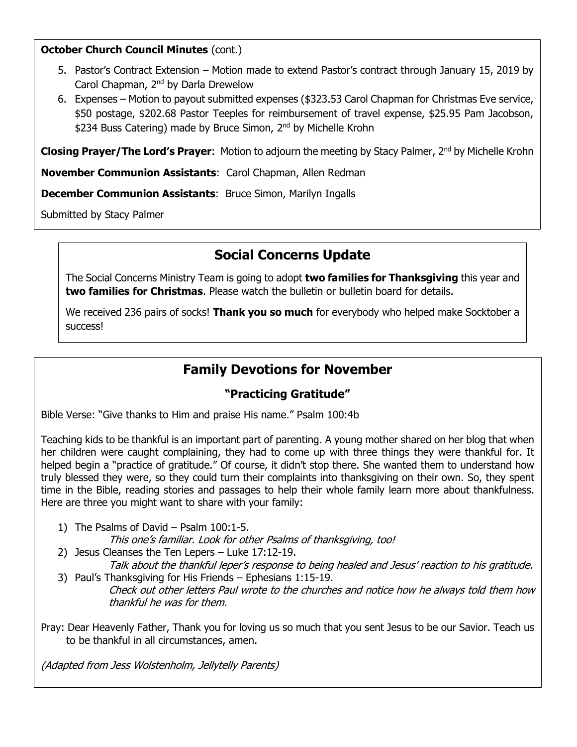**October Church Council Minutes** (cont.)

5. Pastor's Contract Extension – Motion made to extend Pastor's contract through January 15, 2019 by Carol Chapman, 2nd by Darla Drewelow
6. Expenses – Motion to payout submitted expenses ($323.53 Carol Chapman for Christmas Eve service, $50 postage, $202.68 Pastor Teeples for reimbursement of travel expense, $25.95 Pam Jacobson, $234 Buss Catering) made by Bruce Simon, 2nd by Michelle Krohn

**Closing Prayer/The Lord's Prayer**: Motion to adjourn the meeting by Stacy Palmer, 2nd by Michelle Krohn

**November Communion Assistants**: Carol Chapman, Allen Redman

**December Communion Assistants**: Bruce Simon, Marilyn Ingalls

Submitted by Stacy Palmer

## Social Concerns Update

The Social Concerns Ministry Team is going to adopt **two families for Thanksgiving** this year and **two families for Christmas**. Please watch the bulletin or bulletin board for details.

We received 236 pairs of socks! **Thank you so much** for everybody who helped make Socktober a success!

## Family Devotions for November

### "Practicing Gratitude"

Bible Verse: "Give thanks to Him and praise His name." Psalm 100:4b

Teaching kids to be thankful is an important part of parenting. A young mother shared on her blog that when her children were caught complaining, they had to come up with three things they were thankful for. It helped begin a "practice of gratitude." Of course, it didn't stop there. She wanted them to understand how truly blessed they were, so they could turn their complaints into thanksgiving on their own. So, they spent time in the Bible, reading stories and passages to help their whole family learn more about thankfulness. Here are three you might want to share with your family:

1) The Psalms of David – Psalm 100:1-5.
   *This one's familiar. Look for other Psalms of thanksgiving, too!*
2) Jesus Cleanses the Ten Lepers – Luke 17:12-19.
   *Talk about the thankful leper's response to being healed and Jesus' reaction to his gratitude.*
3) Paul's Thanksgiving for His Friends – Ephesians 1:15-19.
   *Check out other letters Paul wrote to the churches and notice how he always told them how thankful he was for them.*

Pray: Dear Heavenly Father, Thank you for loving us so much that you sent Jesus to be our Savior. Teach us to be thankful in all circumstances, amen.

*(Adapted from Jess Wolstenholm, Jellytelly Parents)*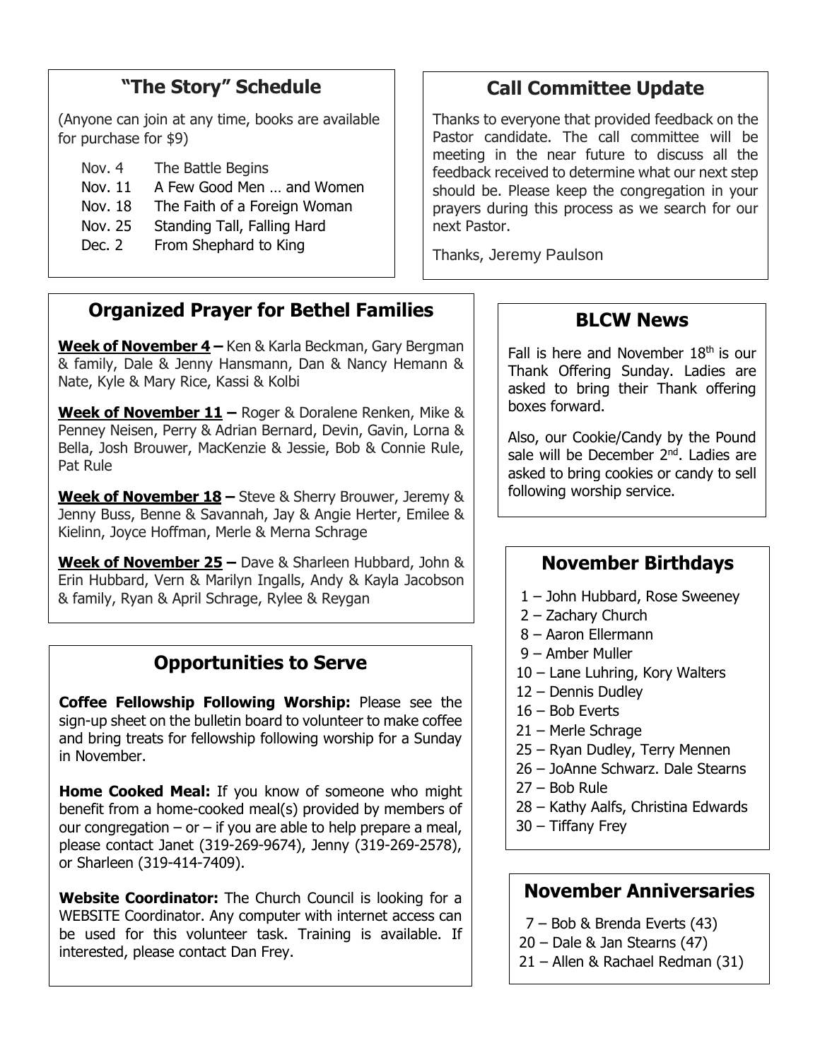## "The Story" Schedule

(Anyone can join at any time, books are available for purchase for $9)

| | |
|---|---|
| Nov. 4 | The Battle Begins |
| Nov. 11 | A Few Good Men … and Women |
| Nov. 18 | The Faith of a Foreign Woman |
| Nov. 25 | Standing Tall, Falling Hard |
| Dec. 2 | From Shephard to King |

## Call Committee Update

Thanks to everyone that provided feedback on the Pastor candidate. The call committee will be meeting in the near future to discuss all the feedback received to determine what our next step should be. Please keep the congregation in your prayers during this process as we search for our next Pastor.

Thanks, Jeremy Paulson

## Organized Prayer for Bethel Families

**Week of November 4 –** Ken & Karla Beckman, Gary Bergman & family, Dale & Jenny Hansmann, Dan & Nancy Hemann & Nate, Kyle & Mary Rice, Kassi & Kolbi

**Week of November 11 –** Roger & Doralene Renken, Mike & Penney Neisen, Perry & Adrian Bernard, Devin, Gavin, Lorna & Bella, Josh Brouwer, MacKenzie & Jessie, Bob & Connie Rule, Pat Rule

**Week of November 18 –** Steve & Sherry Brouwer, Jeremy & Jenny Buss, Benne & Savannah, Jay & Angie Herter, Emilee & Kielinn, Joyce Hoffman, Merle & Merna Schrage

**Week of November 25 –** Dave & Sharleen Hubbard, John & Erin Hubbard, Vern & Marilyn Ingalls, Andy & Kayla Jacobson & family, Ryan & April Schrage, Rylee & Reygan

## BLCW News

Fall is here and November 18th is our Thank Offering Sunday. Ladies are asked to bring their Thank offering boxes forward.

Also, our Cookie/Candy by the Pound sale will be December 2nd. Ladies are asked to bring cookies or candy to sell following worship service.

## Opportunities to Serve

**Coffee Fellowship Following Worship:** Please see the sign-up sheet on the bulletin board to volunteer to make coffee and bring treats for fellowship following worship for a Sunday in November.

**Home Cooked Meal:** If you know of someone who might benefit from a home-cooked meal(s) provided by members of our congregation – or – if you are able to help prepare a meal, please contact Janet (319-269-9674), Jenny (319-269-2578), or Sharleen (319-414-7409).

**Website Coordinator:** The Church Council is looking for a WEBSITE Coordinator. Any computer with internet access can be used for this volunteer task. Training is available. If interested, please contact Dan Frey.

## November Birthdays

- 1 – John Hubbard, Rose Sweeney
- 2 – Zachary Church
- 8 – Aaron Ellermann
- 9 – Amber Muller
- 10 – Lane Luhring, Kory Walters
- 12 – Dennis Dudley
- 16 – Bob Everts
- 21 – Merle Schrage
- 25 – Ryan Dudley, Terry Mennen
- 26 – JoAnne Schwarz. Dale Stearns
- 27 – Bob Rule
- 28 – Kathy Aalfs, Christina Edwards
- 30 – Tiffany Frey

## November Anniversaries

- 7 – Bob & Brenda Everts (43)
- 20 – Dale & Jan Stearns (47)
- 21 – Allen & Rachael Redman (31)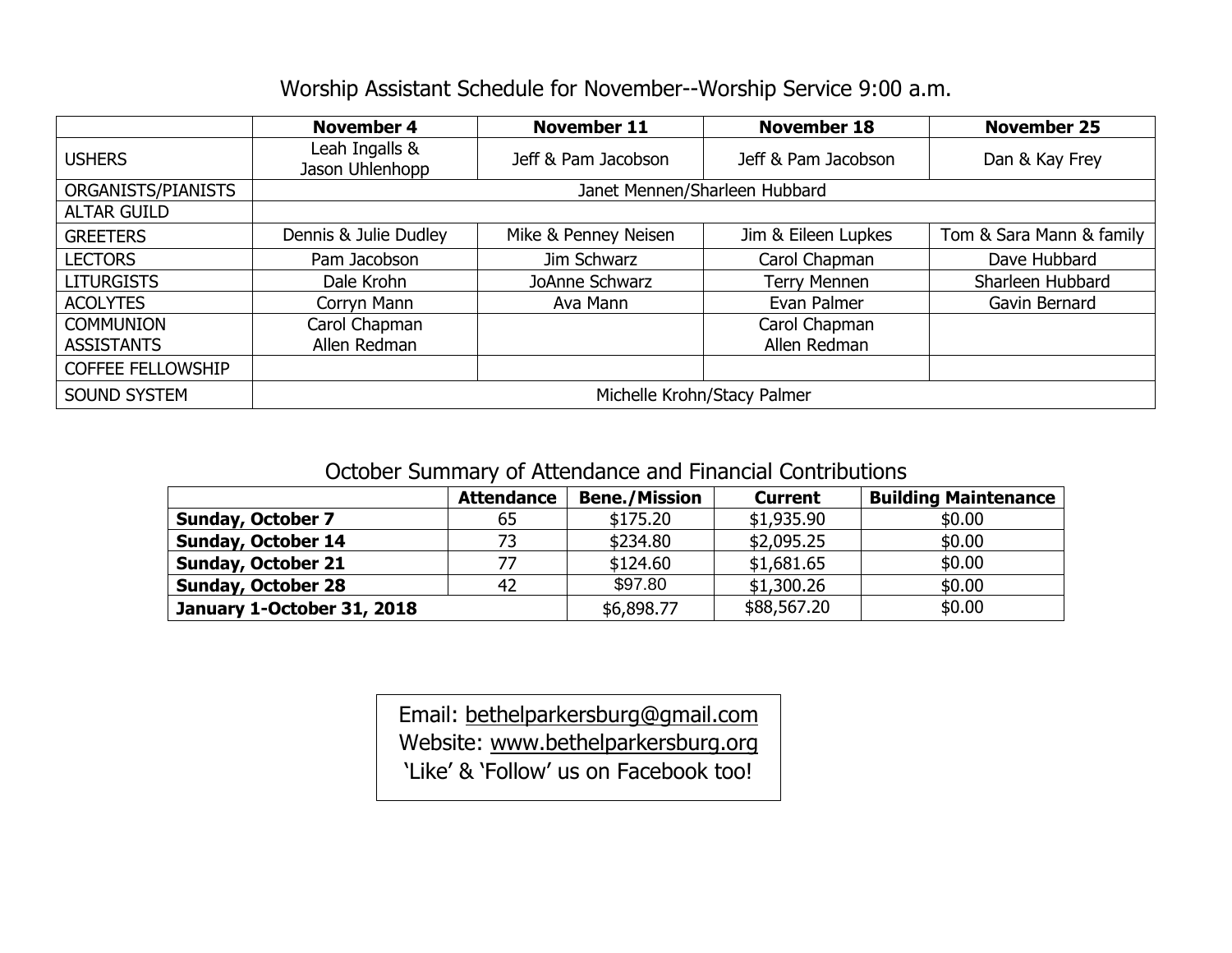## Worship Assistant Schedule for November--Worship Service 9:00 a.m.

| | **November 4** | **November 11** | **November 18** | **November 25** |
|---|---|---|---|---|
| USHERS | Leah Ingalls & Jason Uhlenhopp | Jeff & Pam Jacobson | Jeff & Pam Jacobson | Dan & Kay Frey |
| ORGANISTS/PIANISTS | Janet Mennen/Sharleen Hubbard | | | |
| ALTAR GUILD | | | | |
| GREETERS | Dennis & Julie Dudley | Mike & Penney Neisen | Jim & Eileen Lupkes | Tom & Sara Mann & family |
| LECTORS | Pam Jacobson | Jim Schwarz | Carol Chapman | Dave Hubbard |
| LITURGISTS | Dale Krohn | JoAnne Schwarz | Terry Mennen | Sharleen Hubbard |
| ACOLYTES | Corryn Mann | Ava Mann | Evan Palmer | Gavin Bernard |
| COMMUNION ASSISTANTS | Carol Chapman Allen Redman | | Carol Chapman Allen Redman | |
| COFFEE FELLOWSHIP | | | | |
| SOUND SYSTEM | Michelle Krohn/Stacy Palmer | | | |

## October Summary of Attendance and Financial Contributions

| | **Attendance** | **Bene./Mission** | **Current** | **Building Maintenance** |
|---|---|---|---|---|
| **Sunday, October 7** | 65 | $175.20 | $1,935.90 | $0.00 |
| **Sunday, October 14** | 73 | $234.80 | $2,095.25 | $0.00 |
| **Sunday, October 21** | 77 | $124.60 | $1,681.65 | $0.00 |
| **Sunday, October 28** | 42 | $97.80 | $1,300.26 | $0.00 |
| **January 1-October 31, 2018** | | $6,898.77 | $88,567.20 | $0.00 |

Email: bethelparkersburg@gmail.com
Website: www.bethelparkersburg.org
'Like' & 'Follow' us on Facebook too!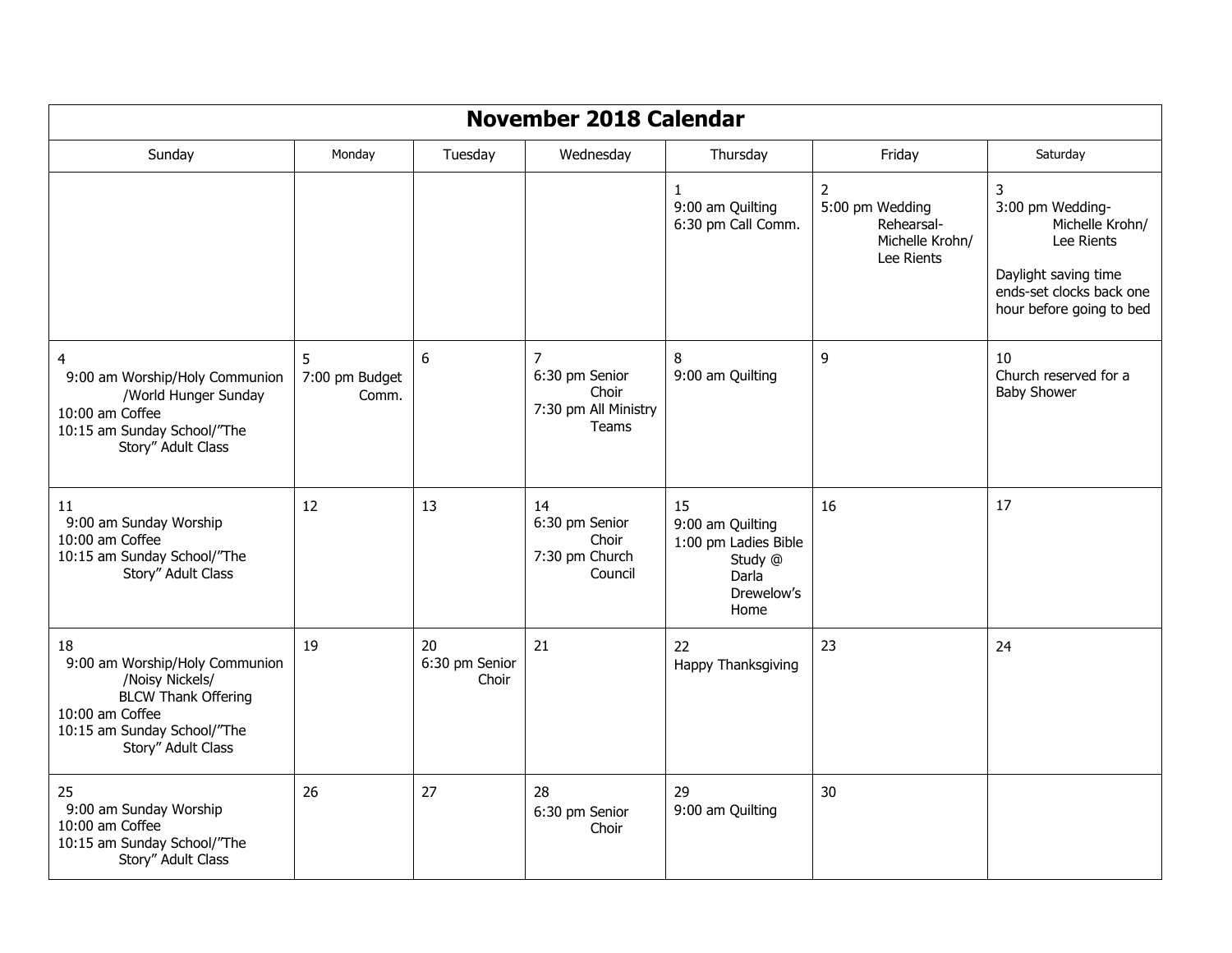# November 2018 Calendar

| Sunday | Monday | Tuesday | Wednesday | Thursday | Friday | Saturday |
|---|---|---|---|---|---|---|
| | | | | 1<br>9:00 am Quilting<br>6:30 pm Call Comm. | 2<br>5:00 pm Wedding Rehearsal-Michelle Krohn/ Lee Rients | 3<br>3:00 pm Wedding-Michelle Krohn/ Lee Rients<br><br>Daylight saving time ends-set clocks back one hour before going to bed |
| 4<br>9:00 am Worship/Holy Communion /World Hunger Sunday<br>10:00 am Coffee<br>10:15 am Sunday School/"The Story" Adult Class | 5<br>7:00 pm Budget Comm. | 6 | 7<br>6:30 pm Senior Choir<br>7:30 pm All Ministry Teams | 8<br>9:00 am Quilting | 9 | 10<br>Church reserved for a Baby Shower |
| 11<br>9:00 am Sunday Worship<br>10:00 am Coffee<br>10:15 am Sunday School/"The Story" Adult Class | 12 | 13 | 14<br>6:30 pm Senior Choir<br>7:30 pm Church Council | 15<br>9:00 am Quilting<br>1:00 pm Ladies Bible Study @ Darla Drewelow's Home | 16 | 17 |
| 18<br>9:00 am Worship/Holy Communion /Noisy Nickels/ BLCW Thank Offering<br>10:00 am Coffee<br>10:15 am Sunday School/"The Story" Adult Class | 19 | 20<br>6:30 pm Senior Choir | 21 | 22<br>Happy Thanksgiving | 23 | 24 |
| 25<br>9:00 am Sunday Worship<br>10:00 am Coffee<br>10:15 am Sunday School/"The Story" Adult Class | 26 | 27 | 28<br>6:30 pm Senior Choir | 29<br>9:00 am Quilting | 30 | |